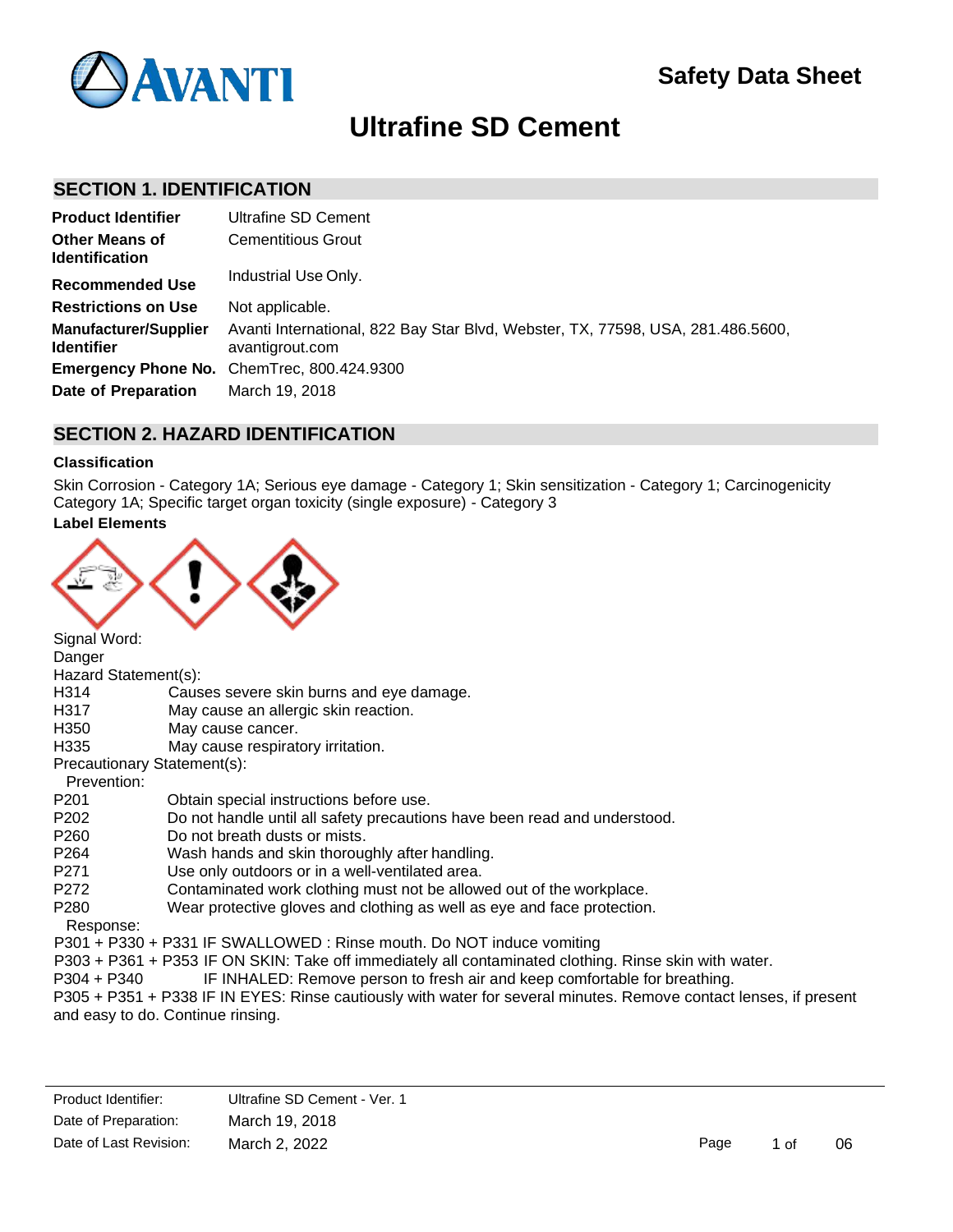# Safety Data Sheet

# Ultrafine SD Cement

## SECTION 1. IDENTIFICATION

| | |
|---|---|
| **Product Identifier** | Ultrafine SD Cement |
| **Other Means of Identification** | Cementitious Grout |
| **Recommended Use** | Industrial Use Only. |
| **Restrictions on Use** | Not applicable. |
| **Manufacturer/Supplier Identifier** | Avanti International, 822 Bay Star Blvd, Webster, TX, 77598, USA, 281.486.5600, avantigrout.com |
| **Emergency Phone No.** | ChemTrec, 800.424.9300 |
| **Date of Preparation** | March 19, 2018 |

## SECTION 2. HAZARD IDENTIFICATION

### Classification

Skin Corrosion - Category 1A; Serious eye damage - Category 1; Skin sensitization - Category 1; Carcinogenicity Category 1A; Specific target organ toxicity (single exposure) - Category 3

### Label Elements

Signal Word:
Danger

Hazard Statement(s):

| | |
|---|---|
| H314 | Causes severe skin burns and eye damage. |
| H317 | May cause an allergic skin reaction. |
| H350 | May cause cancer. |
| H335 | May cause respiratory irritation. |

Precautionary Statement(s):

Prevention:

| | |
|---|---|
| P201 | Obtain special instructions before use. |
| P202 | Do not handle until all safety precautions have been read and understood. |
| P260 | Do not breath dusts or mists. |
| P264 | Wash hands and skin thoroughly after handling. |
| P271 | Use only outdoors or in a well-ventilated area. |
| P272 | Contaminated work clothing must not be allowed out of the workplace. |
| P280 | Wear protective gloves and clothing as well as eye and face protection. |

Response:

P301 + P330 + P331 IF SWALLOWED : Rinse mouth. Do NOT induce vomiting

P303 + P361 + P353 IF ON SKIN: Take off immediately all contaminated clothing. Rinse skin with water.

P304 + P340 IF INHALED: Remove person to fresh air and keep comfortable for breathing.

P305 + P351 + P338 IF IN EYES: Rinse cautiously with water for several minutes. Remove contact lenses, if present and easy to do. Continue rinsing.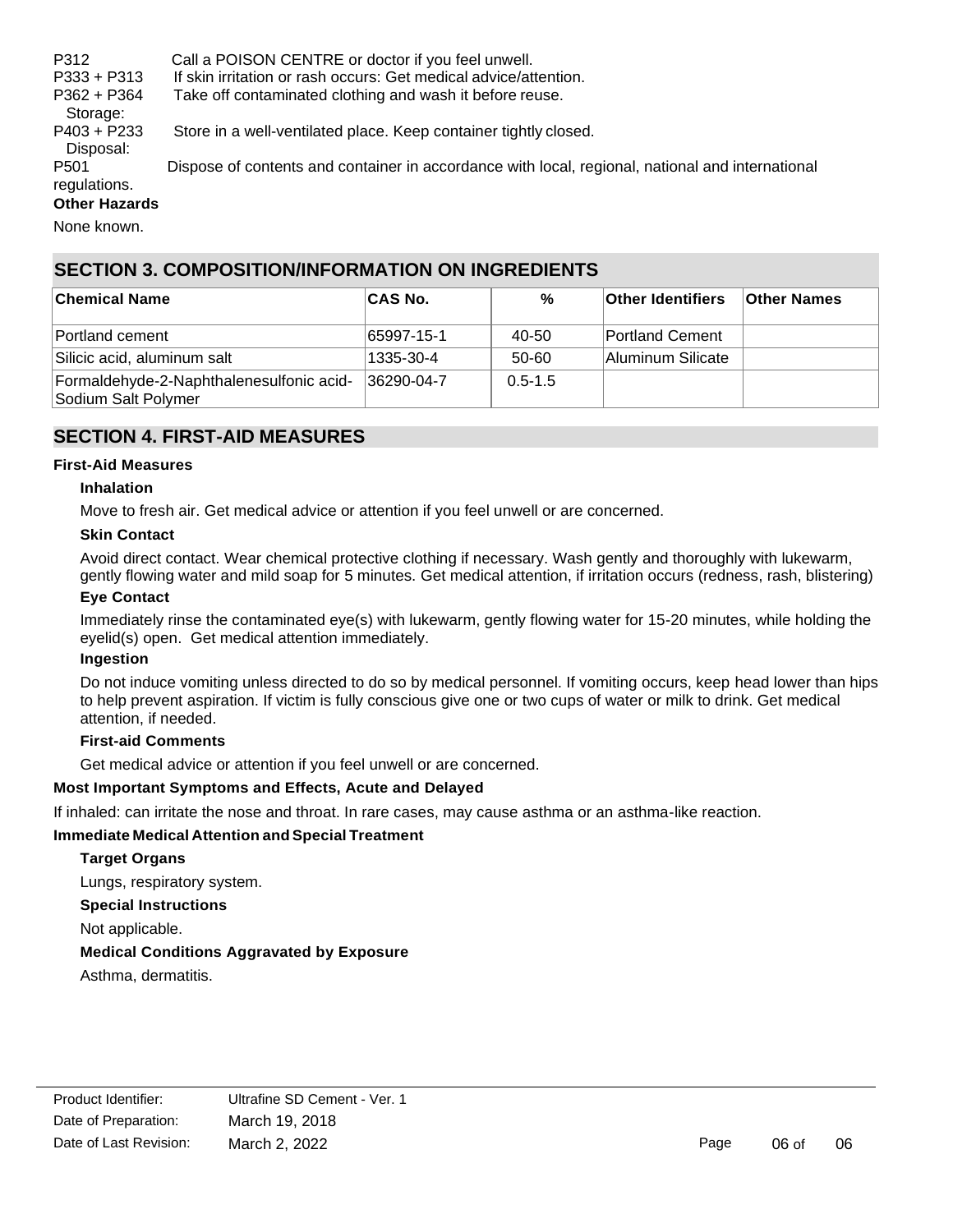P312 Call a POISON CENTRE or doctor if you feel unwell.
P333 + P313 If skin irritation or rash occurs: Get medical advice/attention.
P362 + P364 Take off contaminated clothing and wash it before reuse.

Storage:

P403 + P233 Store in a well-ventilated place. Keep container tightly closed.

Disposal:

P501 Dispose of contents and container in accordance with local, regional, national and international regulations.

**Other Hazards**

None known.

## SECTION 3. COMPOSITION/INFORMATION ON INGREDIENTS

| Chemical Name | CAS No. | % | Other Identifiers | Other Names |
| --- | --- | --- | --- | --- |
| Portland cement | 65997-15-1 | 40-50 | Portland Cement | |
| Silicic acid, aluminum salt | 1335-30-4 | 50-60 | Aluminum Silicate | |
| Formaldehyde-2-Naphthalenesulfonic acid-Sodium Salt Polymer | 36290-04-7 | 0.5-1.5 | | |

## SECTION 4. FIRST-AID MEASURES

**First-Aid Measures**

**Inhalation**

Move to fresh air. Get medical advice or attention if you feel unwell or are concerned.

**Skin Contact**

Avoid direct contact. Wear chemical protective clothing if necessary. Wash gently and thoroughly with lukewarm, gently flowing water and mild soap for 5 minutes. Get medical attention, if irritation occurs (redness, rash, blistering)

**Eye Contact**

Immediately rinse the contaminated eye(s) with lukewarm, gently flowing water for 15-20 minutes, while holding the eyelid(s) open. Get medical attention immediately.

**Ingestion**

Do not induce vomiting unless directed to do so by medical personnel. If vomiting occurs, keep head lower than hips to help prevent aspiration. If victim is fully conscious give one or two cups of water or milk to drink. Get medical attention, if needed.

**First-aid Comments**

Get medical advice or attention if you feel unwell or are concerned.

**Most Important Symptoms and Effects, Acute and Delayed**

If inhaled: can irritate the nose and throat. In rare cases, may cause asthma or an asthma-like reaction.

**Immediate Medical Attention and Special Treatment**

**Target Organs**

Lungs, respiratory system.

**Special Instructions**

Not applicable.

**Medical Conditions Aggravated by Exposure**

Asthma, dermatitis.

| Product Identifier: | Ultrafine SD Cement - Ver. 1 |
| --- | --- |
| Date of Preparation: | March 19, 2018 |
| Date of Last Revision: | March 2, 2022 |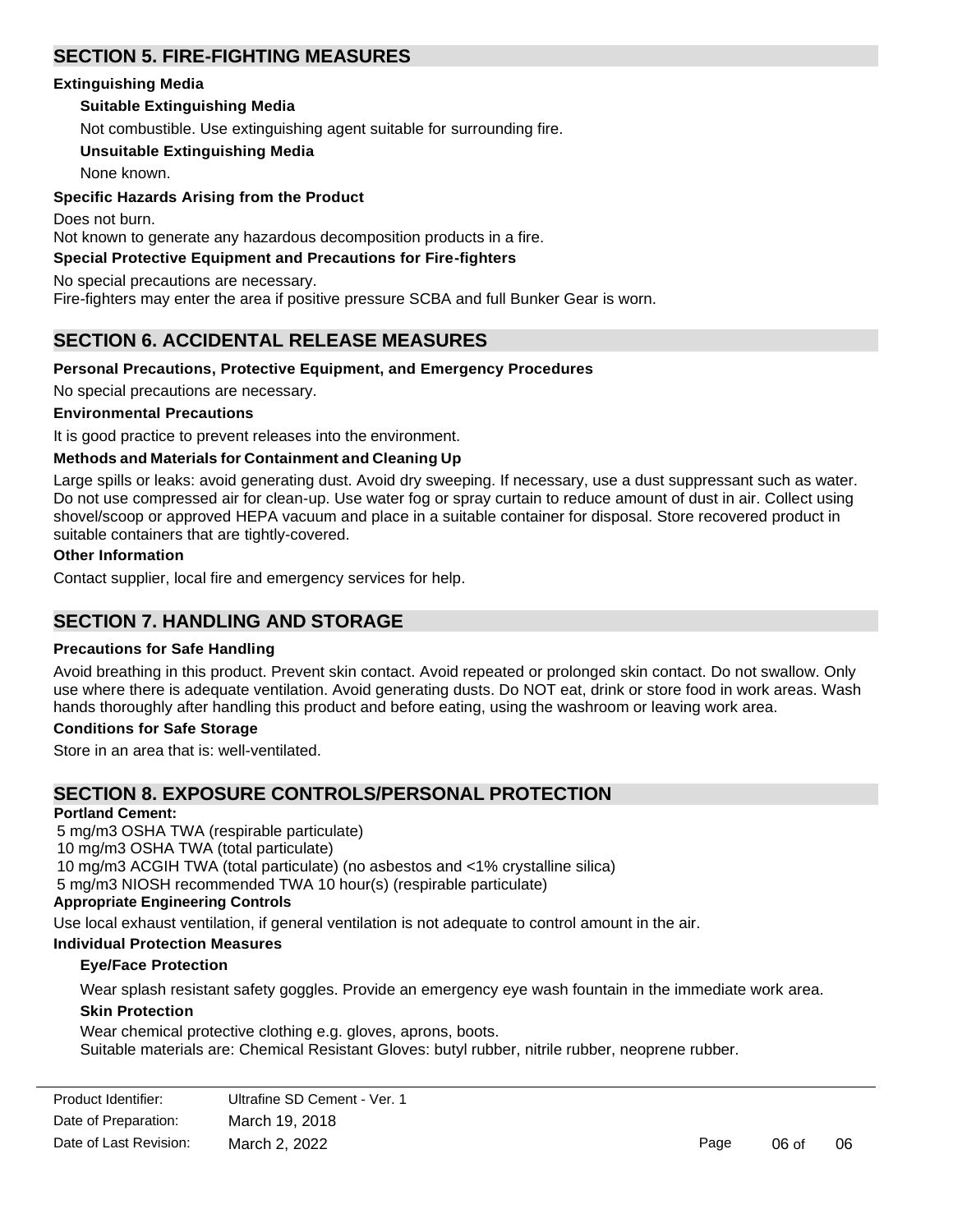## SECTION 5. FIRE-FIGHTING MEASURES

**Extinguishing Media**

**Suitable Extinguishing Media**

Not combustible. Use extinguishing agent suitable for surrounding fire.

**Unsuitable Extinguishing Media**

None known.

**Specific Hazards Arising from the Product**

Does not burn.
Not known to generate any hazardous decomposition products in a fire.

**Special Protective Equipment and Precautions for Fire-fighters**

No special precautions are necessary.
Fire-fighters may enter the area if positive pressure SCBA and full Bunker Gear is worn.

## SECTION 6. ACCIDENTAL RELEASE MEASURES

**Personal Precautions, Protective Equipment, and Emergency Procedures**

No special precautions are necessary.

**Environmental Precautions**

It is good practice to prevent releases into the environment.

**Methods and Materials for Containment and Cleaning Up**

Large spills or leaks: avoid generating dust. Avoid dry sweeping. If necessary, use a dust suppressant such as water. Do not use compressed air for clean-up. Use water fog or spray curtain to reduce amount of dust in air. Collect using shovel/scoop or approved HEPA vacuum and place in a suitable container for disposal. Store recovered product in suitable containers that are tightly-covered.

**Other Information**

Contact supplier, local fire and emergency services for help.

## SECTION 7. HANDLING AND STORAGE

**Precautions for Safe Handling**

Avoid breathing in this product. Prevent skin contact. Avoid repeated or prolonged skin contact. Do not swallow. Only use where there is adequate ventilation. Avoid generating dusts. Do NOT eat, drink or store food in work areas. Wash hands thoroughly after handling this product and before eating, using the washroom or leaving work area.

**Conditions for Safe Storage**

Store in an area that is: well-ventilated.

## SECTION 8. EXPOSURE CONTROLS/PERSONAL PROTECTION

**Portland Cement:**

5 mg/m3 OSHA TWA (respirable particulate)
10 mg/m3 OSHA TWA (total particulate)
10 mg/m3 ACGIH TWA (total particulate) (no asbestos and <1% crystalline silica)
5 mg/m3 NIOSH recommended TWA 10 hour(s) (respirable particulate)

**Appropriate Engineering Controls**

Use local exhaust ventilation, if general ventilation is not adequate to control amount in the air.

**Individual Protection Measures**

**Eye/Face Protection**

Wear splash resistant safety goggles. Provide an emergency eye wash fountain in the immediate work area.

**Skin Protection**

Wear chemical protective clothing e.g. gloves, aprons, boots.
Suitable materials are: Chemical Resistant Gloves: butyl rubber, nitrile rubber, neoprene rubber.

| | |
|---|---|
| Product Identifier: | Ultrafine SD Cement - Ver. 1 |
| Date of Preparation: | March 19, 2018 |
| Date of Last Revision: | March 2, 2022 |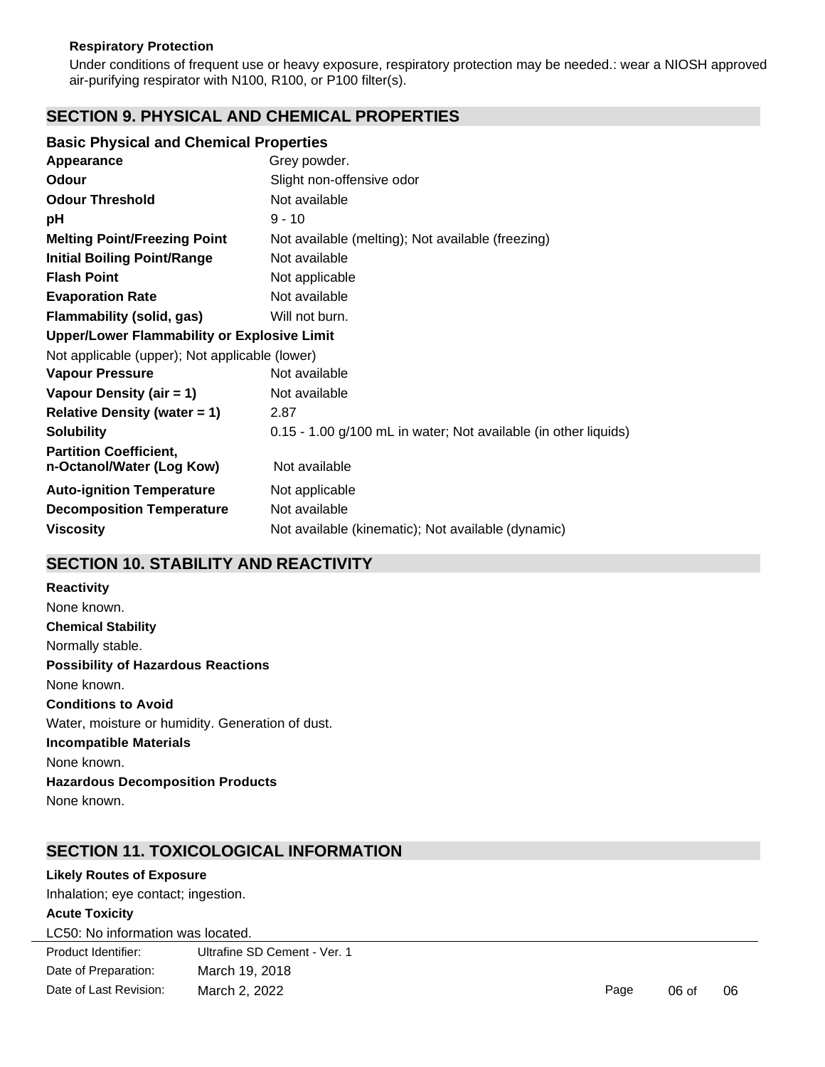**Respiratory Protection**

Under conditions of frequent use or heavy exposure, respiratory protection may be needed.: wear a NIOSH approved air-purifying respirator with N100, R100, or P100 filter(s).

## SECTION 9. PHYSICAL AND CHEMICAL PROPERTIES

### Basic Physical and Chemical Properties

| | |
|---|---|
| **Appearance** | Grey powder. |
| **Odour** | Slight non-offensive odor |
| **Odour Threshold** | Not available |
| **pH** | 9 - 10 |
| **Melting Point/Freezing Point** | Not available (melting); Not available (freezing) |
| **Initial Boiling Point/Range** | Not available |
| **Flash Point** | Not applicable |
| **Evaporation Rate** | Not available |
| **Flammability (solid, gas)** | Will not burn. |

**Upper/Lower Flammability or Explosive Limit**

Not applicable (upper); Not applicable (lower)

| | |
|---|---|
| **Vapour Pressure** | Not available |
| **Vapour Density (air = 1)** | Not available |
| **Relative Density (water = 1)** | 2.87 |
| **Solubility** | 0.15 - 1.00 g/100 mL in water; Not available (in other liquids) |
| **Partition Coefficient, n-Octanol/Water (Log Kow)** | Not available |
| **Auto-ignition Temperature** | Not applicable |
| **Decomposition Temperature** | Not available |
| **Viscosity** | Not available (kinematic); Not available (dynamic) |

## SECTION 10. STABILITY AND REACTIVITY

**Reactivity**

None known.

**Chemical Stability**

Normally stable.

**Possibility of Hazardous Reactions**

None known.

**Conditions to Avoid**

Water, moisture or humidity. Generation of dust.

**Incompatible Materials**

None known.

**Hazardous Decomposition Products**

None known.

## SECTION 11. TOXICOLOGICAL INFORMATION

**Likely Routes of Exposure**

Inhalation; eye contact; ingestion.

**Acute Toxicity**

LC50: No information was located.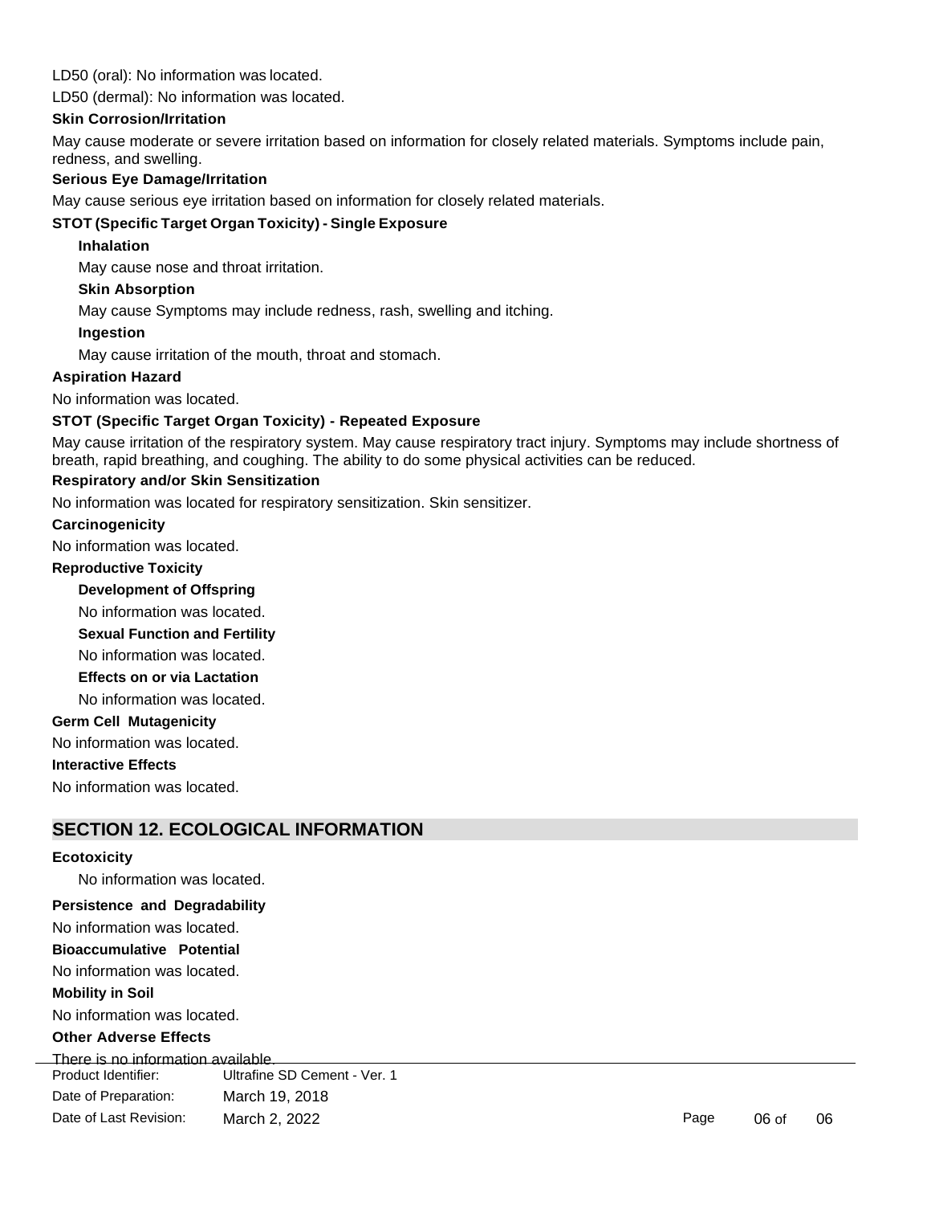LD50 (oral): No information was located.

LD50 (dermal): No information was located.

**Skin Corrosion/Irritation**

May cause moderate or severe irritation based on information for closely related materials. Symptoms include pain, redness, and swelling.

**Serious Eye Damage/Irritation**

May cause serious eye irritation based on information for closely related materials.

**STOT (Specific Target Organ Toxicity) - Single Exposure**

**Inhalation**

May cause nose and throat irritation.

**Skin Absorption**

May cause Symptoms may include redness, rash, swelling and itching.

**Ingestion**

May cause irritation of the mouth, throat and stomach.

**Aspiration Hazard**

No information was located.

**STOT (Specific Target Organ Toxicity) - Repeated Exposure**

May cause irritation of the respiratory system. May cause respiratory tract injury. Symptoms may include shortness of breath, rapid breathing, and coughing. The ability to do some physical activities can be reduced.

**Respiratory and/or Skin Sensitization**

No information was located for respiratory sensitization. Skin sensitizer.

**Carcinogenicity**

No information was located.

**Reproductive Toxicity**

**Development of Offspring**

No information was located.

**Sexual Function and Fertility**

No information was located.

**Effects on or via Lactation**

No information was located.

**Germ Cell Mutagenicity**

No information was located.

**Interactive Effects**

No information was located.

## SECTION 12. ECOLOGICAL INFORMATION

**Ecotoxicity**

No information was located.

**Persistence and Degradability**

No information was located.

**Bioaccumulative Potential**

No information was located.

**Mobility in Soil**

No information was located.

**Other Adverse Effects**

There is no information available.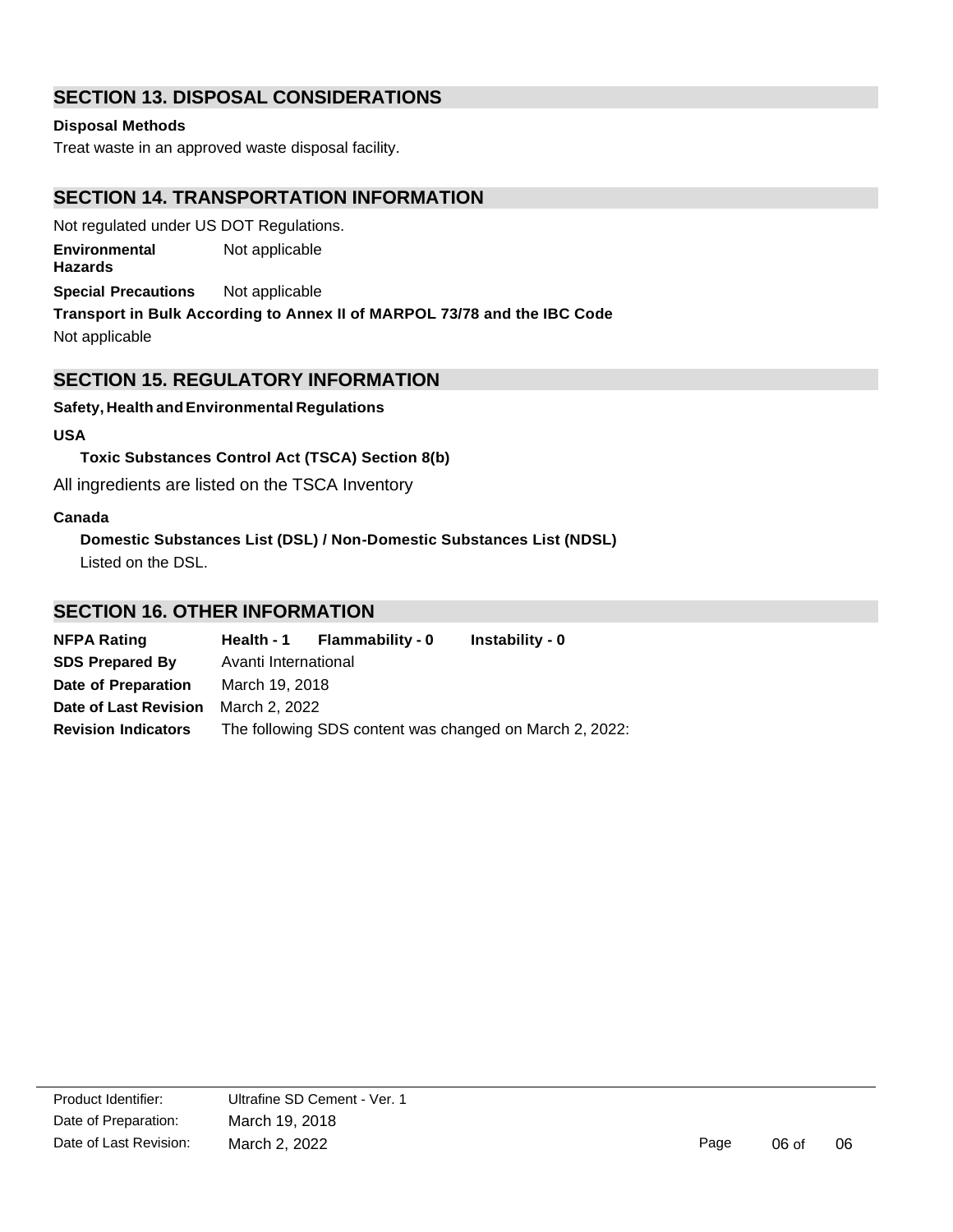## SECTION 13. DISPOSAL CONSIDERATIONS

**Disposal Methods**

Treat waste in an approved waste disposal facility.

## SECTION 14. TRANSPORTATION INFORMATION

Not regulated under US DOT Regulations.

**Environmental Hazards** Not applicable

**Special Precautions** Not applicable

**Transport in Bulk According to Annex II of MARPOL 73/78 and the IBC Code**

Not applicable

## SECTION 15. REGULATORY INFORMATION

**Safety, Health and Environmental Regulations**

**USA**

**Toxic Substances Control Act (TSCA) Section 8(b)**

All ingredients are listed on the TSCA Inventory

**Canada**

**Domestic Substances List (DSL) / Non-Domestic Substances List (NDSL)**

Listed on the DSL.

## SECTION 16. OTHER INFORMATION

| | |
|---|---|
| **NFPA Rating** | **Health - 1** **Flammability - 0** **Instability - 0** |
| **SDS Prepared By** | Avanti International |
| **Date of Preparation** | March 19, 2018 |
| **Date of Last Revision** | March 2, 2022 |
| **Revision Indicators** | The following SDS content was changed on March 2, 2022: |

Product Identifier: Ultrafine SD Cement - Ver. 1
Date of Preparation: March 19, 2018
Date of Last Revision: March 2, 2022